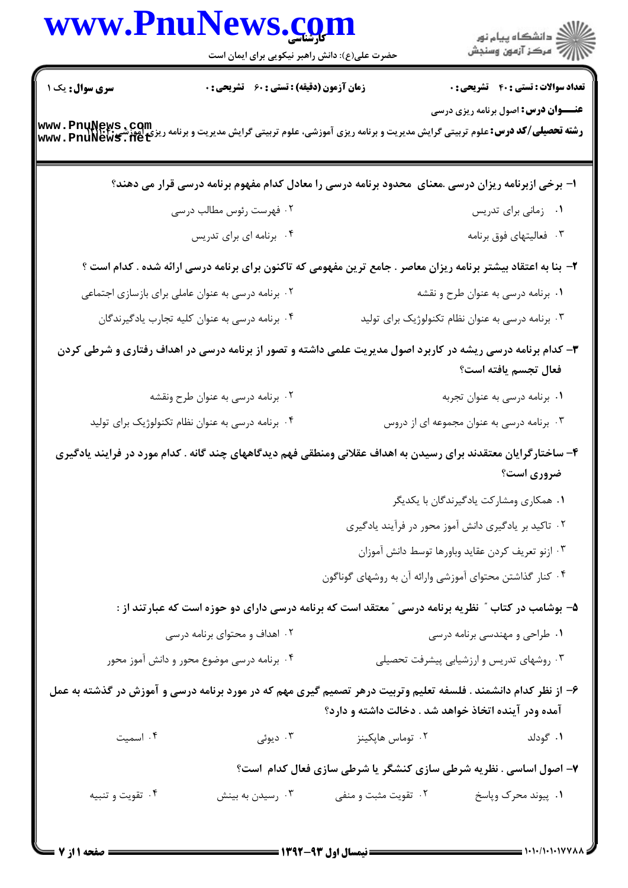**سری سوال:** یک ۱

**زمان آزمون (دقیقه) : تستی : ۶۰ تشریحی : ۰**

**تعداد سوالات : تستی : ۴۰ تشریحی : ۰**

**عنـــوان درس:** اصول برنامه ریزی درسی

**رشته تحصیلی/کد درس:** علوم تربیتی گرایش مدیریت و برنامه ریزی آموزشی، علوم تربیتی گرایش مدیریت و برنامه ریزی آموزشی ۱۲۱۱۰۴۰

۱- برخی ازبرنامه ریزان درسی .معنای محدود برنامه درسی را معادل کدام مفهوم برنامه درسی قرار می دهند؟

۱. زمانی برای تدریس
۲. فهرست رئوس مطالب درسی
۳. فعالیتهای فوق برنامه
۴. برنامه ای برای تدریس

۲- بنا به اعتقاد بیشتر برنامه ریزان معاصر . جامع ترین مفهومی که تاکنون برای برنامه درسی ارائه شده . کدام است ؟

۱. برنامه درسی به عنوان طرح و نقشه
۲. برنامه درسی به عنوان عاملی برای بازسازی اجتماعی
۳. برنامه درسی به عنوان نظام تکنولوژیک برای تولید
۴. برنامه درسی به عنوان کلیه تجارب یادگیرندگان

۳- کدام برنامه درسی ریشه در کاربرد اصول مدیریت علمی داشته و تصور از برنامه درسی در اهداف رفتاری و شرطی کردن فعال تجسم یافته است؟

۱. برنامه درسی به عنوان تجربه
۲. برنامه درسی به عنوان طرح ونقشه
۳. برنامه درسی به عنوان مجموعه ای از دروس
۴. برنامه درسی به عنوان نظام تکنولوژیک برای تولید

۴- ساختارگرایان معتقدند برای رسیدن به اهداف عقلانی ومنطقی فهم دیدگاههای چند گانه . کدام مورد در فرایند یادگیری ضروری است؟

۱. همکاری ومشارکت یادگیرندگان با یکدیگر
۲. تاکید بر یادگیری دانش آموز محور در فرآیند یادگیری
۳. ازنو تعریف کردن عقاید وباورها توسط دانش آموزان
۴. کنار گذاشتن محتوای آموزشی وارائه آن به روشهای گوناگون

۵- بوشامب در کتاب " نظریه برنامه درسی " معتقد است که برنامه درسی دارای دو حوزه است که عبارتند از :

۱. طراحی و مهندسی برنامه درسی
۲. اهداف و محتوای برنامه درسی
۳. روشهای تدریس و ارزشیابی پیشرفت تحصیلی
۴. برنامه درسی موضوع محور و دانش آموز محور

۶- از نظر کدام دانشمند . فلسفه تعلیم وتربیت درهر تصمیم گیری مهم که در مورد برنامه درسی و آموزش در گذشته به عمل آمده ودر آینده اتخاذ خواهد شد . دخالت داشته و دارد؟

۱. گودلد
۲. توماس هاپکینز
۳. دیوئی
۴. اسمیت

۷- اصول اساسی . نظریه شرطی سازی کنشگر یا شرطی سازی فعال کدام است؟

۱. پیوند محرک وپاسخ
۲. تقویت مثبت و منفی
۳. رسیدن به بینش
۴. تقویت و تنبیه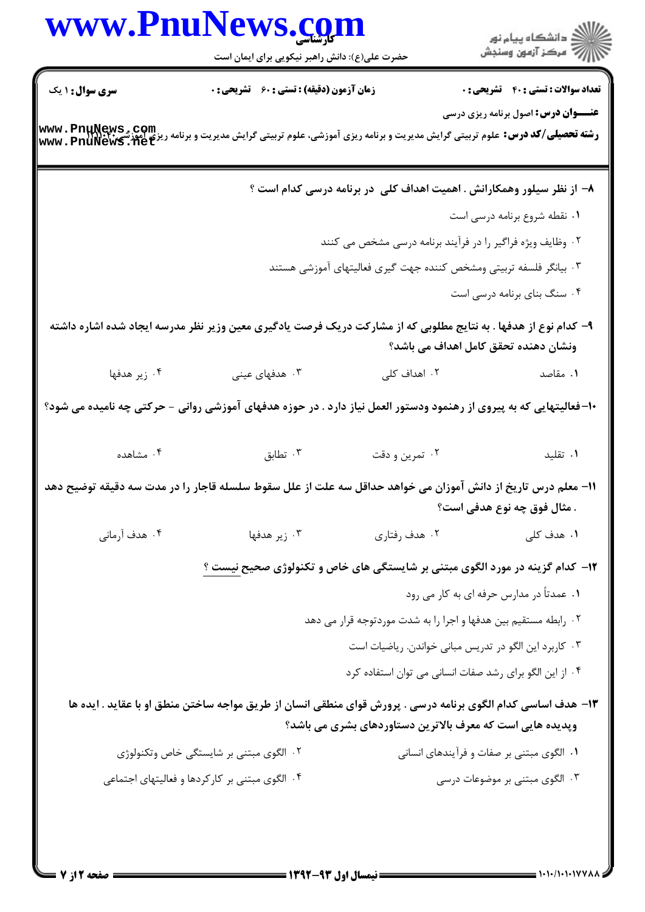**سری سوال:** ۱ یک

**زمان آزمون (دقیقه) : تستی :** ۶۰ **تشریحی :** ۰

**تعداد سوالات : تستی :** ۴۰ **تشریحی :** ۰

**عنـــوان درس:** اصول برنامه ریزی درسی

**رشته تحصیلی/کد درس:** علوم تربیتی گرایش مدیریت و برنامه ریزی آموزشی، علوم تربیتی گرایش مدیریت و برنامه ریزی آموزشی ۱۲۱۱۰۴۰

۸- از نظر سیلور وهمکارانش . اهمیت اهداف کلی در برنامه درسی کدام است ؟

۱. نقطه شروع برنامه درسی است

۲. وظایف ویژه فراگیر را در فرآیند برنامه درسی مشخص می کنند

۳. بیانگر فلسفه تربیتی ومشخص کننده جهت گیری فعالیتهای آموزشی هستند

۴. سنگ بنای برنامه درسی است

۹- کدام نوع از هدفها . به نتایج مطلوبی که از مشارکت دریک فرصت یادگیری معین وزیر نظر مدرسه ایجاد شده اشاره داشته ونشان دهنده تحقق کامل اهداف می باشد؟

۱. مقاصد　　۲. اهداف کلی　　۳. هدفهای عینی　　۴. زیر هدفها

۱۰-فعالیتهایی که به پیروی از رهنمود ودستور العمل نیاز دارد . در حوزه هدفهای آموزشی روانی - حرکتی چه نامیده می شود؟

۱. تقلید　　۲. تمرین و دقت　　۳. تطابق　　۴. مشاهده

۱۱- معلم درس تاریخ از دانش آموزان می خواهد حداقل سه علت از علل سقوط سلسله قاجار را در مدت سه دقیقه توضیح دهد . مثال فوق چه نوع هدفی است؟

۱. هدف کلی　　۲. هدف رفتاری　　۳. زیر هدفها　　۴. هدف آرمانی

۱۲- کدام گزینه در مورد الگوی مبتنی بر شایستگی های خاص و تکنولوژی صحیح نیست ؟

۱. عمدتاً در مدارس حرفه ای به کار می رود

۲. رابطه مستقیم بین هدفها و اجرا را به شدت موردتوجه قرار می دهد

۳. کاربرد این الگو در تدریس مبانی خواندن. ریاضیات است

۴. از این الگو برای رشد صفات انسانی می توان استفاده کرد

۱۳- هدف اساسی کدام الگوی برنامه درسی . پرورش قوای منطقی انسان از طریق مواجه ساختن منطق او با عقاید . ایده ها وپدیده هایی است که معرف بالاترین دستاوردهای بشری می باشد؟

۱. الگوی مبتنی بر صفات و فرآیندهای انسانی　　۲. الگوی مبتنی بر شایستگی خاص وتکنولوژی

۳. الگوی مبتنی بر موضوعات درسی　　۴. الگوی مبتنی بر کارکردها و فعالیتهای اجتماعی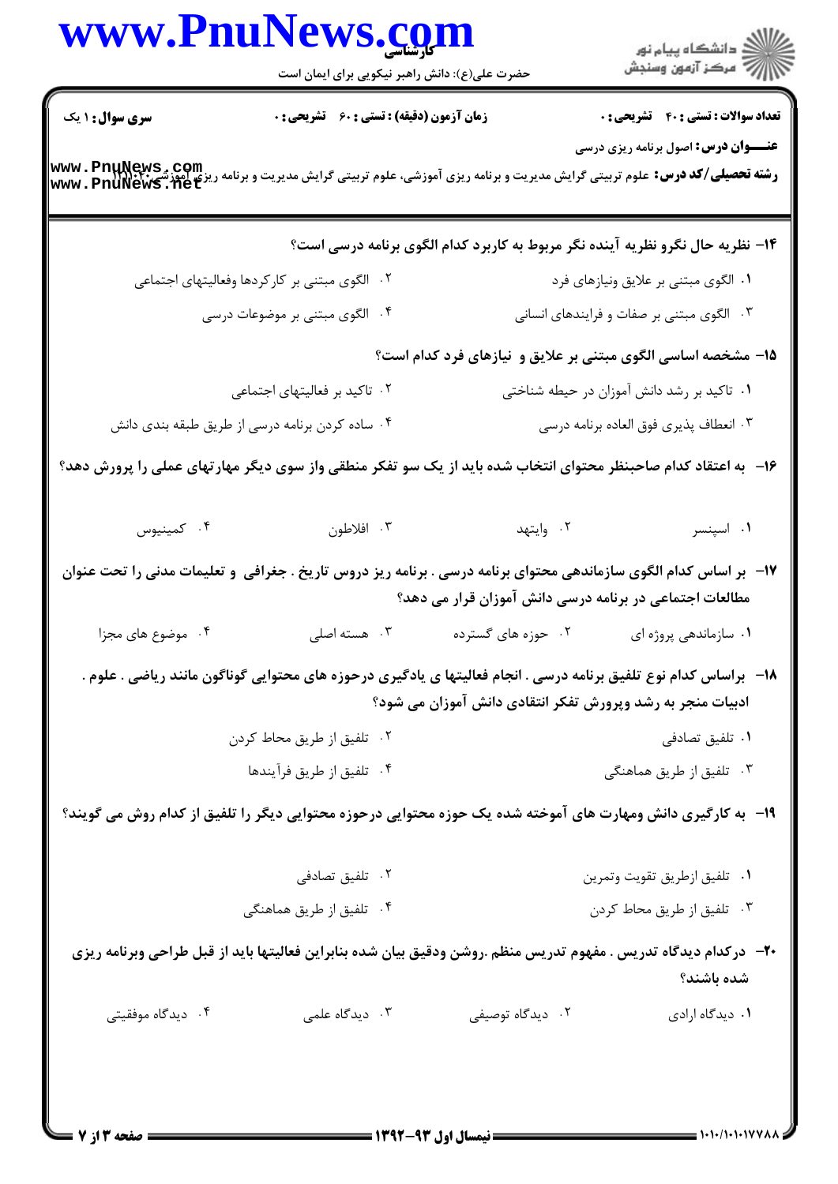**سری سوال:** ۱ یک

**زمان آزمون (دقیقه) : تستی :** ۶۰ **تشریحی :** ۰

**تعداد سوالات : تستی :** ۴۰ **تشریحی :** ۰

**عنـــوان درس:** اصول برنامه ریزی درسی

**رشته تحصیلی/کد درس:** علوم تربیتی گرایش مدیریت و برنامه ریزی آموزشی، علوم تربیتی گرایش مدیریت و برنامه ریزی آموزشی ۱۲۱۱۰۴۰

۱۴- نظریه حال نگرو نظریه آینده نگر مربوط به کاربرد کدام الگوی برنامه درسی است؟

۱. الگوی مبتنی بر علایق ونیازهای فرد

۲. الگوی مبتنی بر کارکردها وفعالیتهای اجتماعی

۳. الگوی مبتنی بر صفات و فرایندهای انسانی

۴. الگوی مبتنی بر موضوعات درسی

۱۵- مشخصه اساسی الگوی مبتنی بر علایق و نیازهای فرد کدام است؟

۱. تاکید بر رشد دانش آموزان در حیطه شناختی

۲. تاکید بر فعالیتهای اجتماعی

۳. انعطاف پذیری فوق العاده برنامه درسی

۴. ساده کردن برنامه درسی از طریق طبقه بندی دانش

۱۶- به اعتقاد کدام صاحبنظر محتوای انتخاب شده باید از یک سو تفکر منطقی واز سوی دیگر مهارتهای عملی را پرورش دهد؟

۱. اسپنسر

۲. وایتهد

۳. افلاطون

۴. کمینیوس

۱۷- بر اساس کدام الگوی سازماندهی محتوای برنامه درسی . برنامه ریز دروس تاریخ . جغرافی و تعلیمات مدنی را تحت عنوان مطالعات اجتماعی در برنامه درسی دانش آموزان قرار می دهد؟

۱. سازماندهی پروژه ای

۲. حوزه های گسترده

۳. هسته اصلی

۴. موضوع های مجزا

۱۸- براساس کدام نوع تلفیق برنامه درسی . انجام فعالیتها ی یادگیری درحوزه های محتوایی گوناگون مانند ریاضی . علوم . ادبیات منجر به رشد وپرورش تفکر انتقادی دانش آموزان می شود؟

۱. تلفیق تصادفی

۲. تلفیق از طریق محاط کردن

۳. تلفیق از طریق هماهنگی

۴. تلفیق از طریق فرآیندها

۱۹- به کارگیری دانش ومهارت های آموخته شده یک حوزه محتوایی درحوزه محتوایی دیگر را تلفیق از کدام روش می گویند؟

۱. تلفیق ازطریق تقویت وتمرین

۲. تلفیق تصادفی

۳. تلفیق از طریق محاط کردن

۴. تلفیق از طریق هماهنگی

۲۰- درکدام دیدگاه تدریس . مفهوم تدریس منظم .روشن ودقیق بیان شده بنابراین فعالیتها باید از قبل طراحی وبرنامه ریزی شده باشند؟

۱. دیدگاه ارادی

۲. دیدگاه توصیفی

۳. دیدگاه علمی

۴. دیدگاه موفقیتی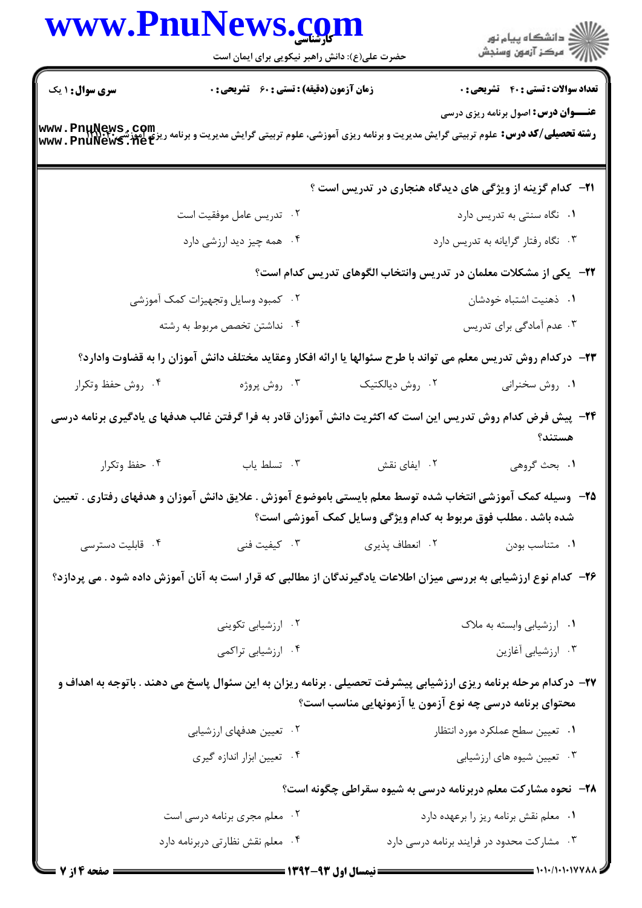**سری سوال:** ۱ یک

**زمان آزمون (دقیقه) : تستی : ۶۰ تشریحی : ۰**

**تعداد سوالات : تستی : ۴۰ تشریحی : ۰**

**عنـــوان درس:** اصول برنامه ریزی درسی

**رشته تحصیلی/کد درس:** علوم تربیتی گرایش مدیریت و برنامه ریزی آموزشی، علوم تربیتی گرایش مدیریت و برنامه ریزی آموزشی۱۲۱۱۰۴۰

۲۱- کدام گزینه از ویژگی های دیدگاه هنجاری در تدریس است ؟

۱. نگاه سنتی به تدریس دارد

۲. تدریس عامل موفقیت است

۳. نگاه رفتار گرایانه به تدریس دارد

۴. همه چیز دید ارزشی دارد

۲۲- یکی از مشکلات معلمان در تدریس وانتخاب الگوهای تدریس کدام است؟

۱. ذهنیت اشتباه خودشان

۲. کمبود وسایل وتجهیزات کمک آموزشی

۳. عدم آمادگی برای تدریس

۴. نداشتن تخصص مربوط به رشته

۲۳- درکدام روش تدریس معلم می تواند با طرح سئوالها یا ارائه افکار وعقاید مختلف دانش آموزان را به قضاوت وادارد؟

۱. روش سخنرانی

۲. روش دیالکتیک

۳. روش پروژه

۴. روش حفظ وتکرار

۲۴- پیش فرض کدام روش تدریس این است که اکثریت دانش آموزان قادر به فرا گرفتن غالب هدفها ی یادگیری برنامه درسی هستند؟

۱. بحث گروهی

۲. ایفای نقش

۳. تسلط یاب

۴. حفظ وتکرار

۲۵- وسیله کمک آموزشی انتخاب شده توسط معلم بایستی باموضوع آموزش . علایق دانش آموزان و هدفهای رفتاری . تعیین شده باشد . مطلب فوق مربوط به کدام ویژگی وسایل کمک آموزشی است؟

۱. متناسب بودن

۲. انعطاف پذیری

۳. کیفیت فنی

۴. قابلیت دسترسی

۲۶- کدام نوع ارزشیابی به بررسی میزان اطلاعات یادگیرندگان از مطالبی که قرار است به آنان آموزش داده شود . می پردازد؟

۱. ارزشیابی وابسته به ملاک

۲. ارزشیابی تکوینی

۳. ارزشیابی آغازین

۴. ارزشیابی تراکمی

۲۷- درکدام مرحله برنامه ریزی ارزشیابی پیشرفت تحصیلی . برنامه ریزان به این سئوال پاسخ می دهند . باتوجه به اهداف و محتوای برنامه درسی چه نوع آزمون یا آزمونهایی مناسب است؟

۱. تعیین سطح عملکرد مورد انتظار

۲. تعیین هدفهای ارزشیابی

۳. تعیین شیوه های ارزشیابی

۴. تعیین ابزار اندازه گیری

۲۸- نحوه مشارکت معلم دربرنامه درسی به شیوه سقراطی چگونه است؟

۱. معلم نقش برنامه ریز را برعهده دارد

۲. معلم مجری برنامه درسی است

۳. مشارکت محدود در فرایند برنامه درسی دارد

۴. معلم نقش نظارتی دربرنامه دارد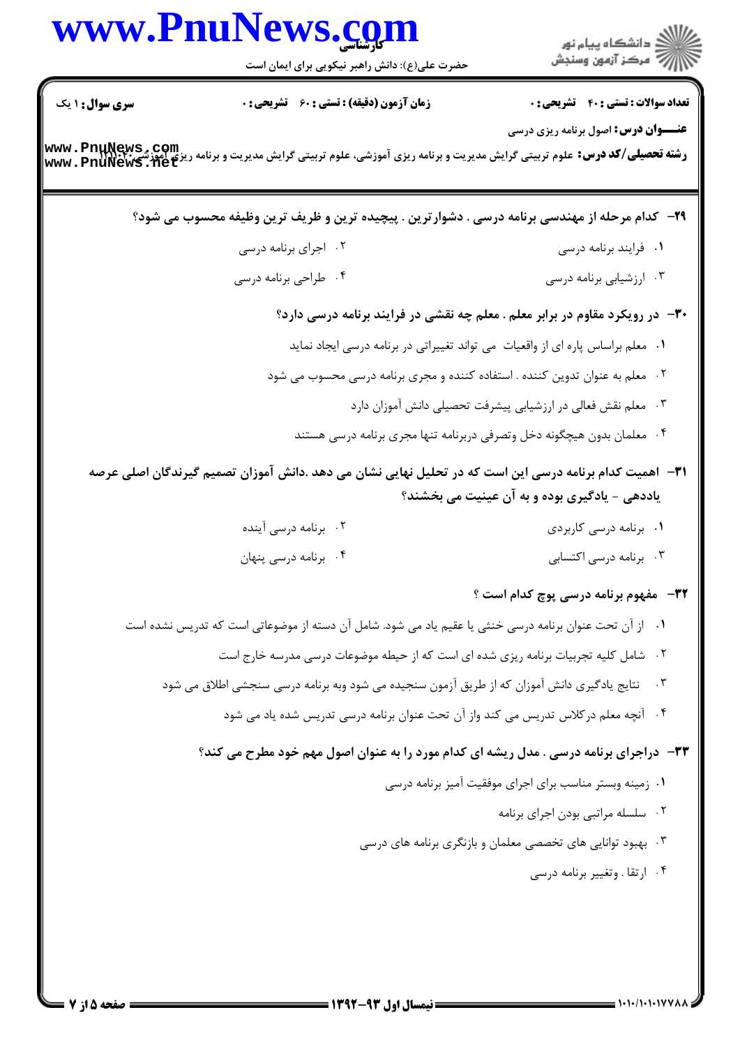**سری سؤال:** ۱ یک

**زمان آزمون (دقیقه) : تستی : ۶۰ تشریحی : ۰**

**تعداد سوالات : تستی : ۴۰ تشریحی : ۰**

**عنـــوان درس:** اصول برنامه ریزی درسی

**رشته تحصیلی/کد درس:** علوم تربیتی گرایش مدیریت و برنامه ریزی آموزشی، علوم تربیتی گرایش مدیریت و برنامه ریزی آموزشی ۱۲۱۱۰۴۰

**۲۹- کدام مرحله از مهندسی برنامه درسی . دشوارترین . پیچیده ترین و ظریف ترین وظیفه محسوب می شود؟**

۱. فرایند برنامه درسی

۲. اجرای برنامه درسی

۳. ارزشیابی برنامه درسی

۴. طراحی برنامه درسی

**۳۰- در رویکرد مقاوم در برابر معلم . معلم چه نقشی در فرایند برنامه درسی دارد؟**

۱. معلم براساس پاره ای از واقعیات می تواند تغییراتی در برنامه درسی ایجاد نماید

۲. معلم به عنوان تدوین کننده . استفاده کننده و مجری برنامه درسی محسوب می شود

۳. معلم نقش فعالی در ارزشیابی پیشرفت تحصیلی دانش آموزان دارد

۴. معلمان بدون هیچگونه دخل وتصرفی دربرنامه تنها مجری برنامه درسی هستند

**۳۱- اهمیت کدام برنامه درسی این است که در تحلیل نهایی نشان می دهد .دانش آموزان تصمیم گیرندگان اصلی عرصه یاددهی - یادگیری بوده و به آن عینیت می بخشند؟**

۱. برنامه درسی کاربردی

۲. برنامه درسی آینده

۳. برنامه درسی اکتسابی

۴. برنامه درسی پنهان

**۳۲- مفهوم برنامه درسی پوچ کدام است ؟**

۱. از آن تحت عنوان برنامه درسی خنثی یا عقیم یاد می شود. شامل آن دسته از موضوعاتی است که تدریس نشده است

۲. شامل کلیه تجربیات برنامه ریزی شده ای است که از حیطه موضوعات درسی مدرسه خارج است

۳. نتایج یادگیری دانش آموزان که از طریق آزمون سنجیده می شود وبه برنامه درسی سنجشی اطلاق می شود

۴. آنچه معلم درکلاس تدریس می کند واز آن تحت عنوان برنامه درسی تدریس شده یاد می شود

**۳۳- دراجرای برنامه درسی . مدل ریشه ای کدام مورد را به عنوان اصول مهم خود مطرح می کند؟**

۱. زمینه وبستر مناسب برای اجرای موفقیت آمیز برنامه درسی

۲. سلسله مراتبی بودن اجرای برنامه

۳. بهبود توانایی های تخصصی معلمان و بازنگری برنامه های درسی

۴. ارتقا . وتغییر برنامه درسی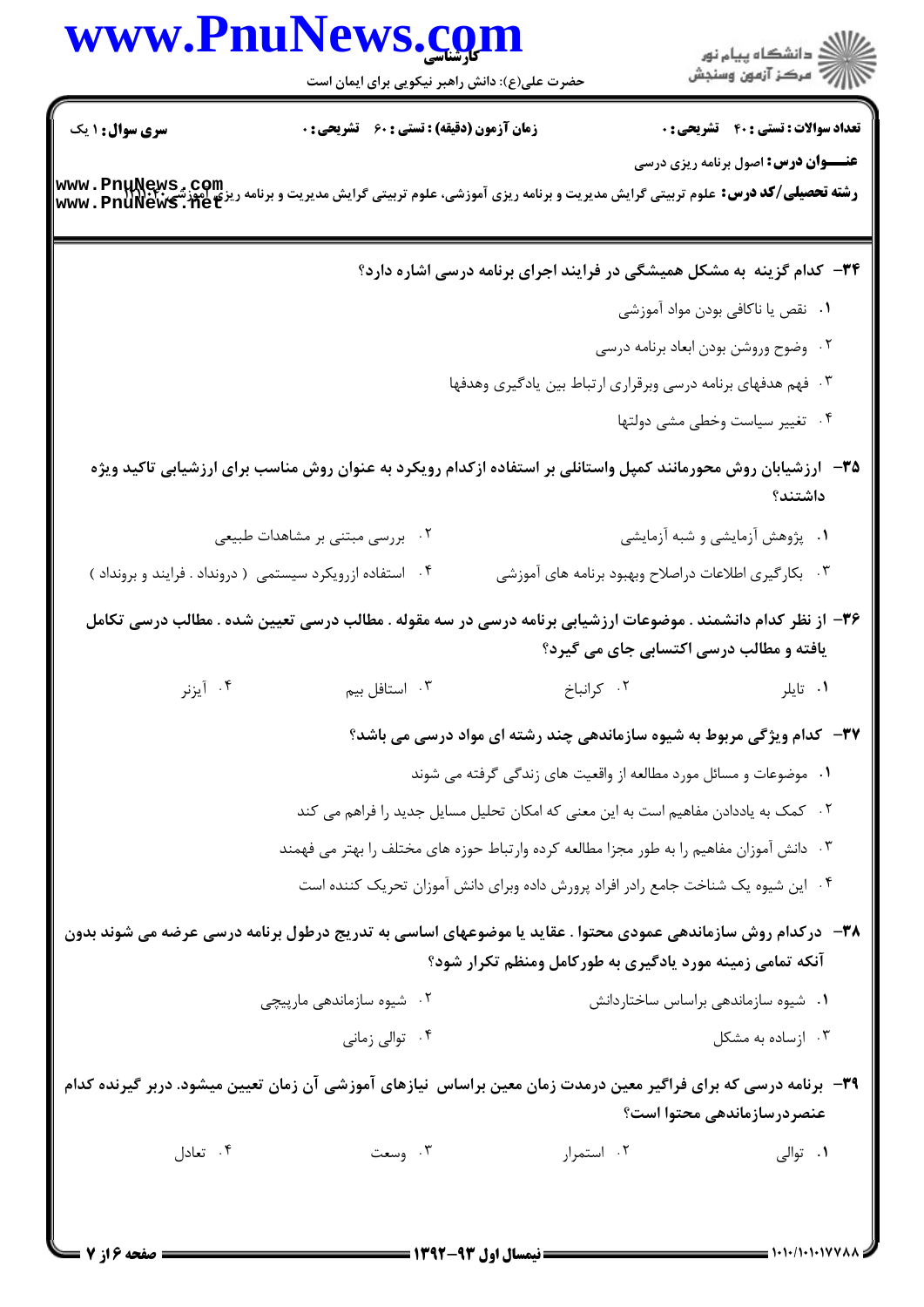۳۴- کدام گزینه به مشکل همیشگی در فرایند اجرای برنامه درسی اشاره دارد؟

۱. نقص یا ناکافی بودن مواد آموزشی

۲. وضوح وروشن بودن ابعاد برنامه درسی

۳. فهم هدفهای برنامه درسی وبرقراری ارتباط بین یادگیری وهدفها

۴. تغییر سیاست وخطی مشی دولتها

۳۵- ارزشیابان روش محورمانند کمپل واستانلی بر استفاده ازکدام رویکرد به عنوان روش مناسب برای ارزشیابی تاکید ویژه داشتند؟

۱. پژوهش آزمایشی و شبه آزمایشی

۲. بررسی مبتنی بر مشاهدات طبیعی

۳. بکارگیری اطلاعات دراصلاح وبهبود برنامه های آموزشی

۴. استفاده ازرویکرد سیستمی ( درونداد . فرایند و برونداد )

۳۶- از نظر کدام دانشمند . موضوعات ارزشیابی برنامه درسی در سه مقوله . مطالب درسی تعیین شده . مطالب درسی تکامل یافته و مطالب درسی اکتسابی جای می گیرد؟

۱. تایلر

۲. کرانباخ

۳. استافل بیم

۴. آیزنر

۳۷- کدام ویژگی مربوط به شیوه سازماندهی چند رشته ای مواد درسی می باشد؟

۱. موضوعات و مسائل مورد مطالعه از واقعیت های زندگی گرفته می شوند

۲. کمک به یاددادن مفاهیم است به این معنی که امکان تحلیل مسایل جدید را فراهم می کند

۳. دانش آموزان مفاهیم را به طور مجزا مطالعه کرده وارتباط حوزه های مختلف را بهتر می فهمند

۴. این شیوه یک شناخت جامع رادر افراد پرورش داده وبرای دانش آموزان تحریک کننده است

۳۸- درکدام روش سازماندهی عمودی محتوا . عقاید یا موضوعهای اساسی به تدریج درطول برنامه درسی عرضه می شوند بدون آنکه تمامی زمینه مورد یادگیری به طورکامل ومنظم تکرار شود؟

۱. شیوه سازماندهی براساس ساختاردانش

۲. شیوه سازماندهی مارپیچی

۳. ازساده به مشکل

۴. توالی زمانی

۳۹- برنامه درسی که برای فراگیر معین درمدت زمان معین براساس نیازهای آموزشی آن زمان تعیین میشود. دربر گیرنده کدام عنصردرسازماندهی محتوا است؟

۱. توالی

۲. استمرار

۳. وسعت

۴. تعادل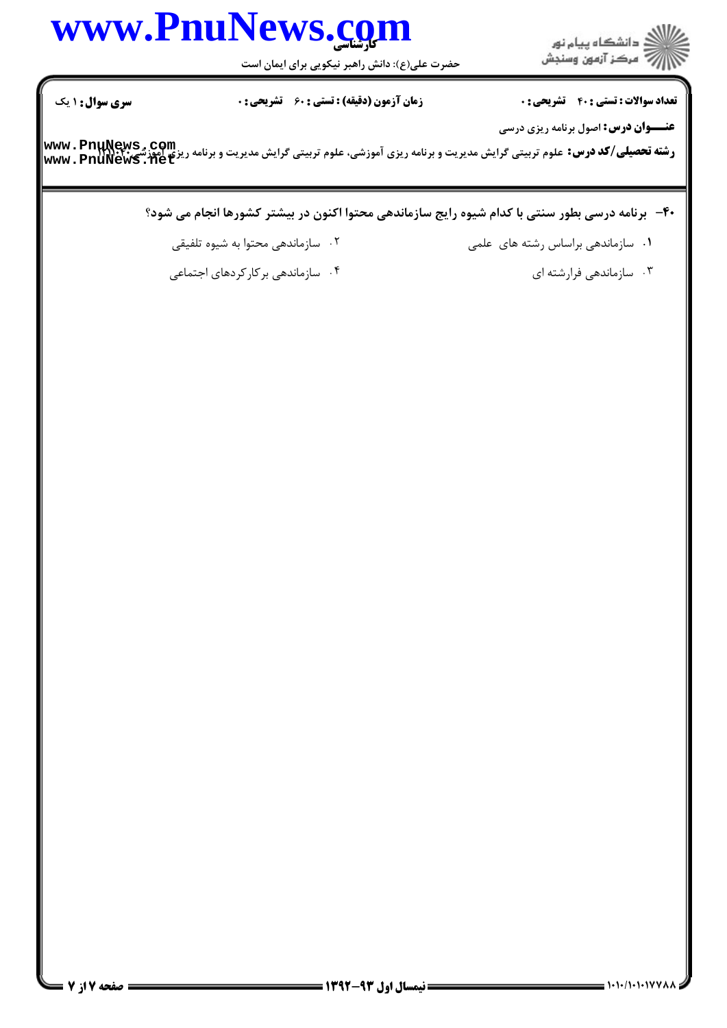**تعداد سوالات : تستی : ۴۰ تشریحی : ۰** | **زمان آزمون (دقیقه) : تستی : ۶۰ تشریحی : ۰** | **سری سوال : ۱ یک**

**عنـــوان درس:** اصول برنامه ریزی درسی

**رشته تحصیلی/کد درس:** علوم تربیتی گرایش مدیریت و برنامه ریزی آموزشی، علوم تربیتی گرایش مدیریت و برنامه ریزی آموزشی ۱۲۱۱۰۴۰

**۴۰- برنامه درسی بطور سنتی با کدام شیوه رایج سازماندهی محتوا اکنون در بیشتر کشورها انجام می شود؟**

۱. سازماندهی براساس رشته های علمی

۲. سازماندهی محتوا به شیوه تلفیقی

۳. سازماندهی فرارشته ای

۴. سازماندهی برکارکردهای اجتماعی